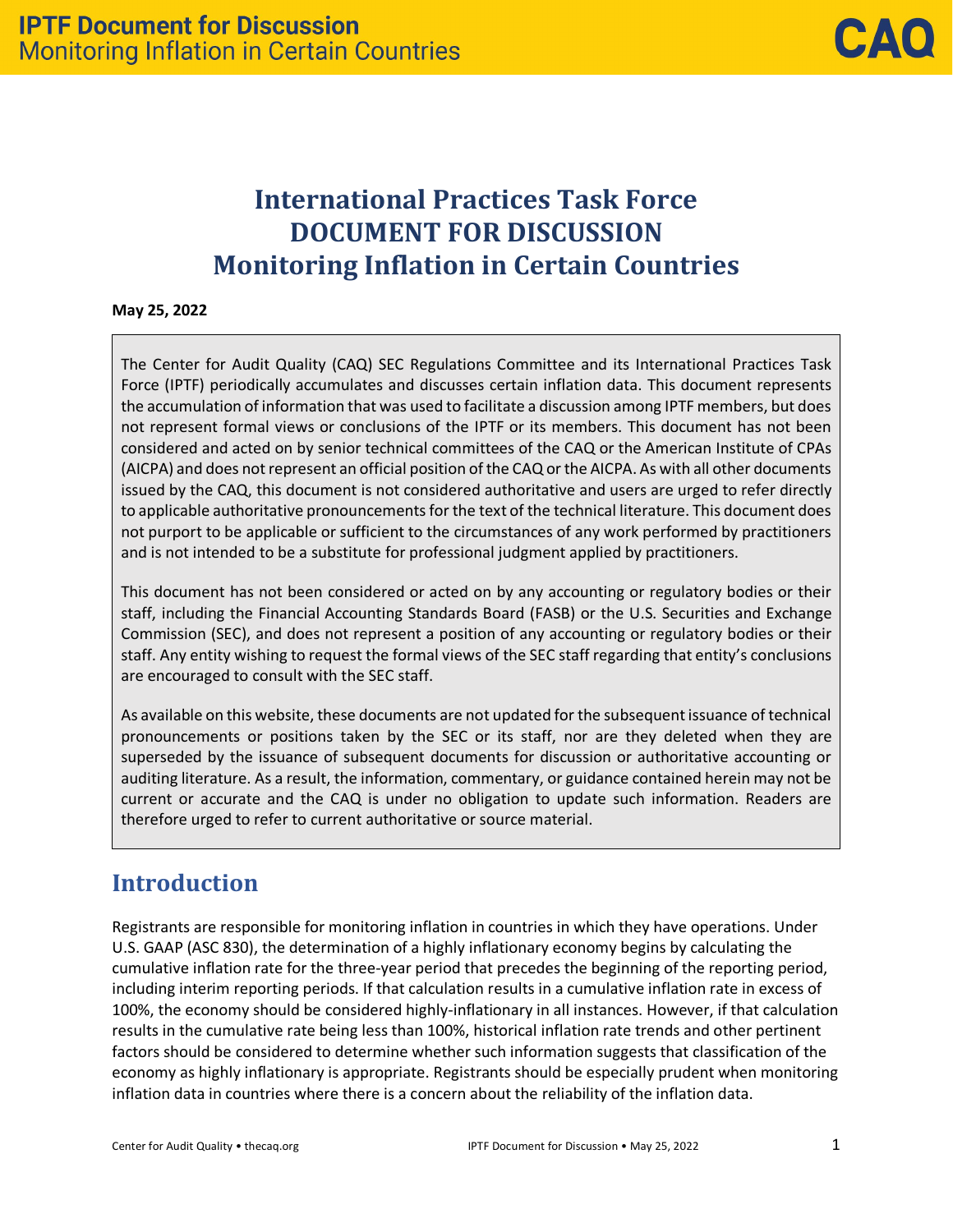# International Practices Task Force DOCUMENT FOR DISCUSSION Monitoring Inflation in Certain Countries

**May 25, 2022**

The Center for Audit Quality (CAQ) SEC Regulations Committee and its International Practices Task Force (IPTF) periodically accumulates and discusses certain inflation data. This document represents the accumulation of information that was used to facilitate a discussion among IPTF members, but does not represent formal views or conclusions of the IPTF or its members. This document has not been considered and acted on by senior technical committees of the CAQ or the American Institute of CPAs (AICPA) and does not represent an official position of the CAQ or the AICPA. As with all other documents issued by the CAQ, this document is not considered authoritative and users are urged to refer directly to applicable authoritative pronouncements for the text of the technical literature. This document does not purport to be applicable or sufficient to the circumstances of any work performed by practitioners and is not intended to be a substitute for professional judgment applied by practitioners.

This document has not been considered or acted on by any accounting or regulatory bodies or their staff, including the Financial Accounting Standards Board (FASB) or the U.S. Securities and Exchange Commission (SEC), and does not represent a position of any accounting or regulatory bodies or their staff. Any entity wishing to request the formal views of the SEC staff regarding that entity's conclusions are encouraged to consult with the SEC staff.

As available on this website, these documents are not updated for the subsequent issuance of technical pronouncements or positions taken by the SEC or its staff, nor are they deleted when they are superseded by the issuance of subsequent documents for discussion or authoritative accounting or auditing literature. As a result, the information, commentary, or guidance contained herein may not be current or accurate and the CAQ is under no obligation to update such information. Readers are therefore urged to refer to current authoritative or source material.

## Introduction

Registrants are responsible for monitoring inflation in countries in which they have operations. Under U.S. GAAP (ASC 830), the determination of a highly inflationary economy begins by calculating the cumulative inflation rate for the three-year period that precedes the beginning of the reporting period, including interim reporting periods. If that calculation results in a cumulative inflation rate in excess of 100%, the economy should be considered highly-inflationary in all instances. However, if that calculation results in the cumulative rate being less than 100%, historical inflation rate trends and other pertinent factors should be considered to determine whether such information suggests that classification of the economy as highly inflationary is appropriate. Registrants should be especially prudent when monitoring inflation data in countries where there is a concern about the reliability of the inflation data.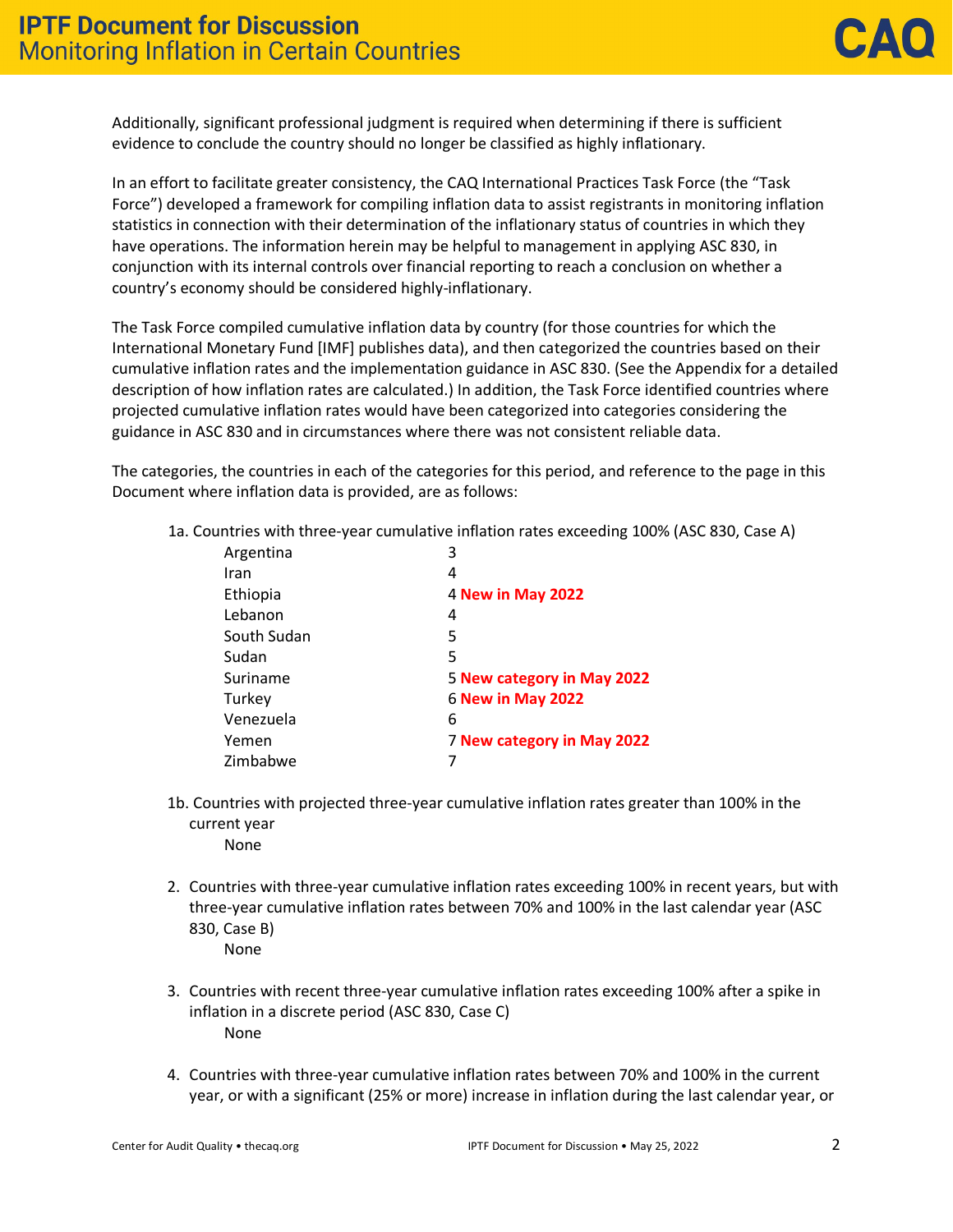Additionally, significant professional judgment is required when determining if there is sufficient evidence to conclude the country should no longer be classified as highly inflationary.

In an effort to facilitate greater consistency, the CAQ International Practices Task Force (the "Task Force") developed a framework for compiling inflation data to assist registrants in monitoring inflation statistics in connection with their determination of the inflationary status of countries in which they have operations. The information herein may be helpful to management in applying ASC 830, in conjunction with its internal controls over financial reporting to reach a conclusion on whether a country's economy should be considered highly-inflationary.

The Task Force compiled cumulative inflation data by country (for those countries for which the International Monetary Fund [IMF] publishes data), and then categorized the countries based on their cumulative inflation rates and the implementation guidance in ASC 830. (See the Appendix for a detailed description of how inflation rates are calculated.) In addition, the Task Force identified countries where projected cumulative inflation rates would have been categorized into categories considering the guidance in ASC 830 and in circumstances where there was not consistent reliable data.

The categories, the countries in each of the categories for this period, and reference to the page in this Document where inflation data is provided, are as follows:

1a. Countries with three-year cumulative inflation rates exceeding 100% (ASC 830, Case A)

| Country | Page |
|---|---|
| Argentina | 3 |
| Iran | 4 |
| Ethiopia | 4 **New in May 2022** |
| Lebanon | 4 |
| South Sudan | 5 |
| Sudan | 5 |
| Suriname | 5 **New category in May 2022** |
| Turkey | 6 **New in May 2022** |
| Venezuela | 6 |
| Yemen | 7 **New category in May 2022** |
| Zimbabwe | 7 |

1b. Countries with projected three-year cumulative inflation rates greater than 100% in the current year

None

2. Countries with three-year cumulative inflation rates exceeding 100% in recent years, but with three-year cumulative inflation rates between 70% and 100% in the last calendar year (ASC 830, Case B)

   None

3. Countries with recent three-year cumulative inflation rates exceeding 100% after a spike in inflation in a discrete period (ASC 830, Case C)

   None

4. Countries with three-year cumulative inflation rates between 70% and 100% in the current year, or with a significant (25% or more) increase in inflation during the last calendar year, or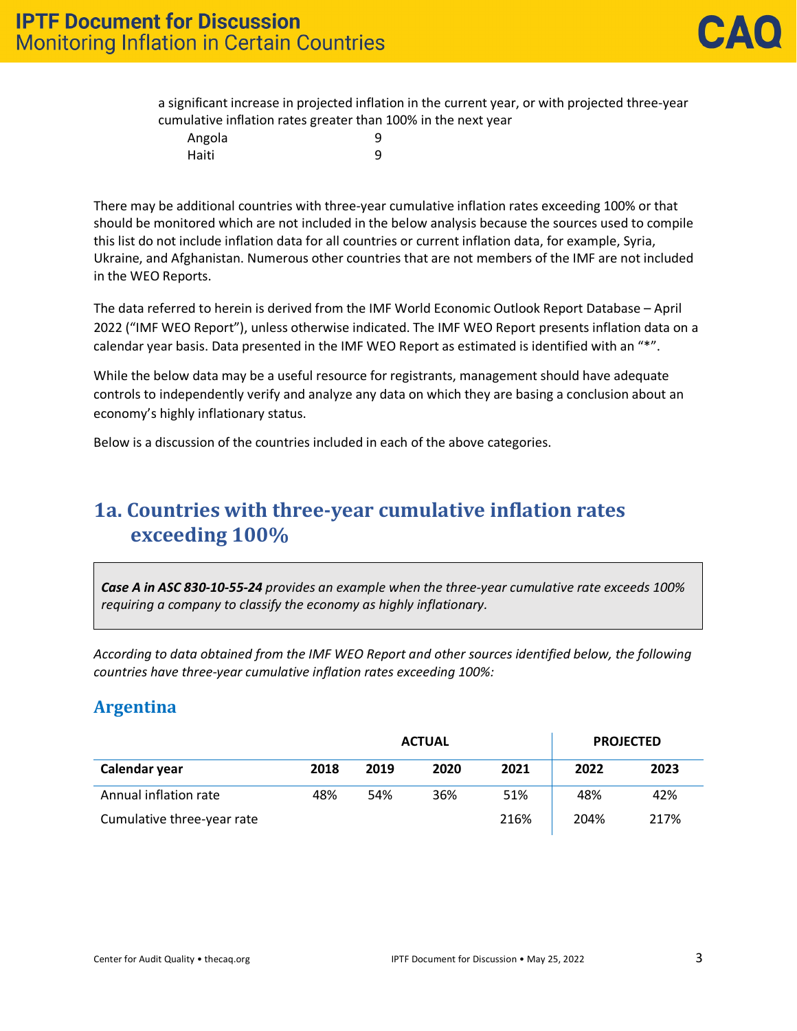a significant increase in projected inflation in the current year, or with projected three-year cumulative inflation rates greater than 100% in the next year

| | |
|---|---|
| Angola | 9 |
| Haiti | 9 |

There may be additional countries with three-year cumulative inflation rates exceeding 100% or that should be monitored which are not included in the below analysis because the sources used to compile this list do not include inflation data for all countries or current inflation data, for example, Syria, Ukraine, and Afghanistan. Numerous other countries that are not members of the IMF are not included in the WEO Reports.

The data referred to herein is derived from the IMF World Economic Outlook Report Database – April 2022 ("IMF WEO Report"), unless otherwise indicated. The IMF WEO Report presents inflation data on a calendar year basis. Data presented in the IMF WEO Report as estimated is identified with an "*".

While the below data may be a useful resource for registrants, management should have adequate controls to independently verify and analyze any data on which they are basing a conclusion about an economy's highly inflationary status.

Below is a discussion of the countries included in each of the above categories.

## 1a. Countries with three-year cumulative inflation rates exceeding 100%

> ***Case A in ASC 830-10-55-24*** *provides an example when the three-year cumulative rate exceeds 100% requiring a company to classify the economy as highly inflationary.*

*According to data obtained from the IMF WEO Report and other sources identified below, the following countries have three-year cumulative inflation rates exceeding 100%:*

### Argentina

| | ACTUAL | | | | PROJECTED | |
|---|---|---|---|---|---|---|
| **Calendar year** | **2018** | **2019** | **2020** | **2021** | **2022** | **2023** |
| Annual inflation rate | 48% | 54% | 36% | 51% | 48% | 42% |
| Cumulative three-year rate | | | | 216% | 204% | 217% |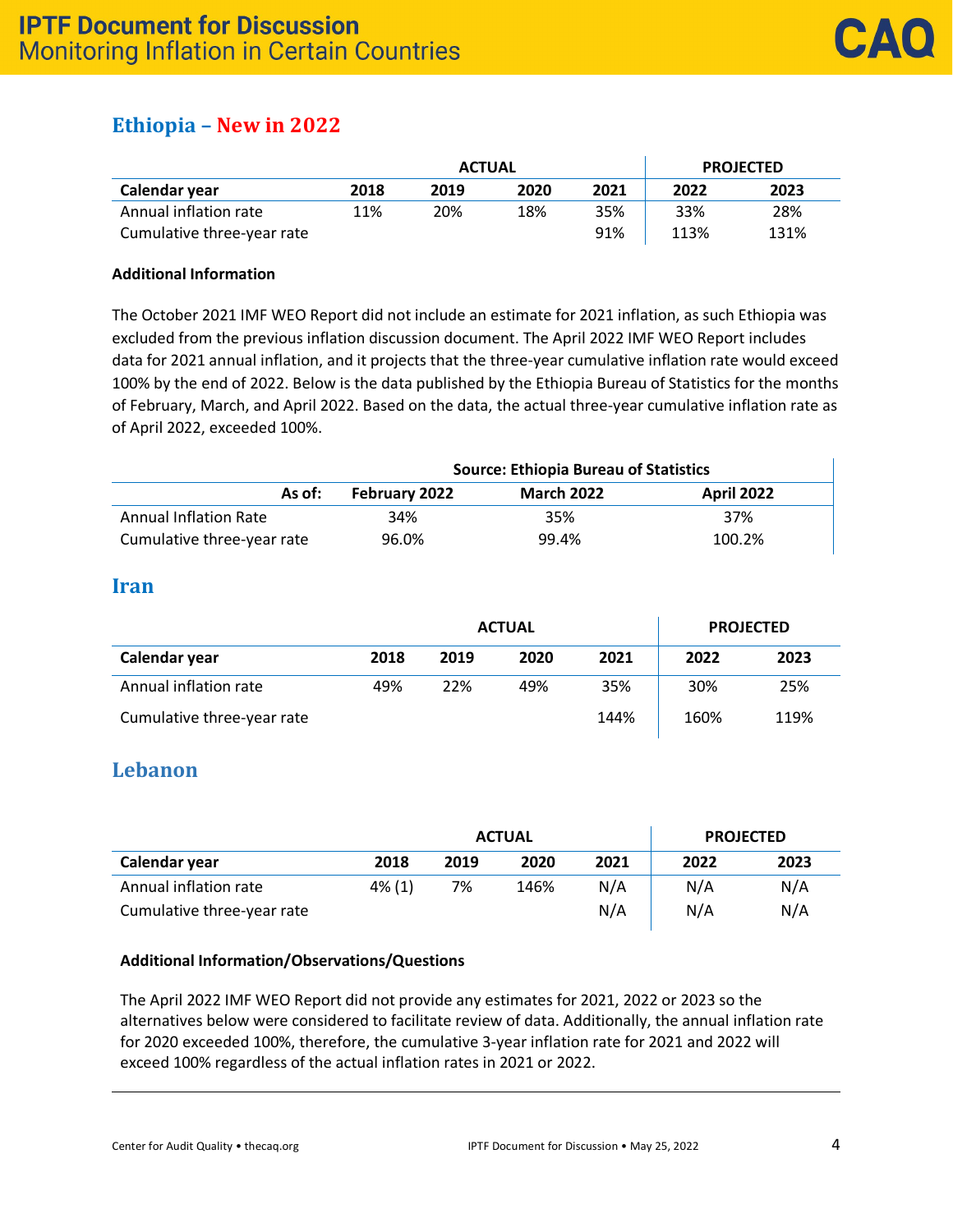## Ethiopia – New in 2022

| | ACTUAL | | | | PROJECTED | |
|---|---|---|---|---|---|---|
| **Calendar year** | **2018** | **2019** | **2020** | **2021** | **2022** | **2023** |
| Annual inflation rate | 11% | 20% | 18% | 35% | 33% | 28% |
| Cumulative three-year rate | | | | 91% | 113% | 131% |

**Additional Information**

The October 2021 IMF WEO Report did not include an estimate for 2021 inflation, as such Ethiopia was excluded from the previous inflation discussion document. The April 2022 IMF WEO Report includes data for 2021 annual inflation, and it projects that the three-year cumulative inflation rate would exceed 100% by the end of 2022. Below is the data published by the Ethiopia Bureau of Statistics for the months of February, March, and April 2022. Based on the data, the actual three-year cumulative inflation rate as of April 2022, exceeded 100%.

| | Source: Ethiopia Bureau of Statistics | | |
|---|---|---|---|
| **As of:** | **February 2022** | **March 2022** | **April 2022** |
| Annual Inflation Rate | 34% | 35% | 37% |
| Cumulative three-year rate | 96.0% | 99.4% | 100.2% |

## Iran

| | ACTUAL | | | | PROJECTED | |
|---|---|---|---|---|---|---|
| **Calendar year** | **2018** | **2019** | **2020** | **2021** | **2022** | **2023** |
| Annual inflation rate | 49% | 22% | 49% | 35% | 30% | 25% |
| Cumulative three-year rate | | | | 144% | 160% | 119% |

## Lebanon

| | ACTUAL | | | | PROJECTED | |
|---|---|---|---|---|---|---|
| **Calendar year** | **2018** | **2019** | **2020** | **2021** | **2022** | **2023** |
| Annual inflation rate | 4% (1) | 7% | 146% | N/A | N/A | N/A |
| Cumulative three-year rate | | | | N/A | N/A | N/A |

**Additional Information/Observations/Questions**

The April 2022 IMF WEO Report did not provide any estimates for 2021, 2022 or 2023 so the alternatives below were considered to facilitate review of data. Additionally, the annual inflation rate for 2020 exceeded 100%, therefore, the cumulative 3-year inflation rate for 2021 and 2022 will exceed 100% regardless of the actual inflation rates in 2021 or 2022.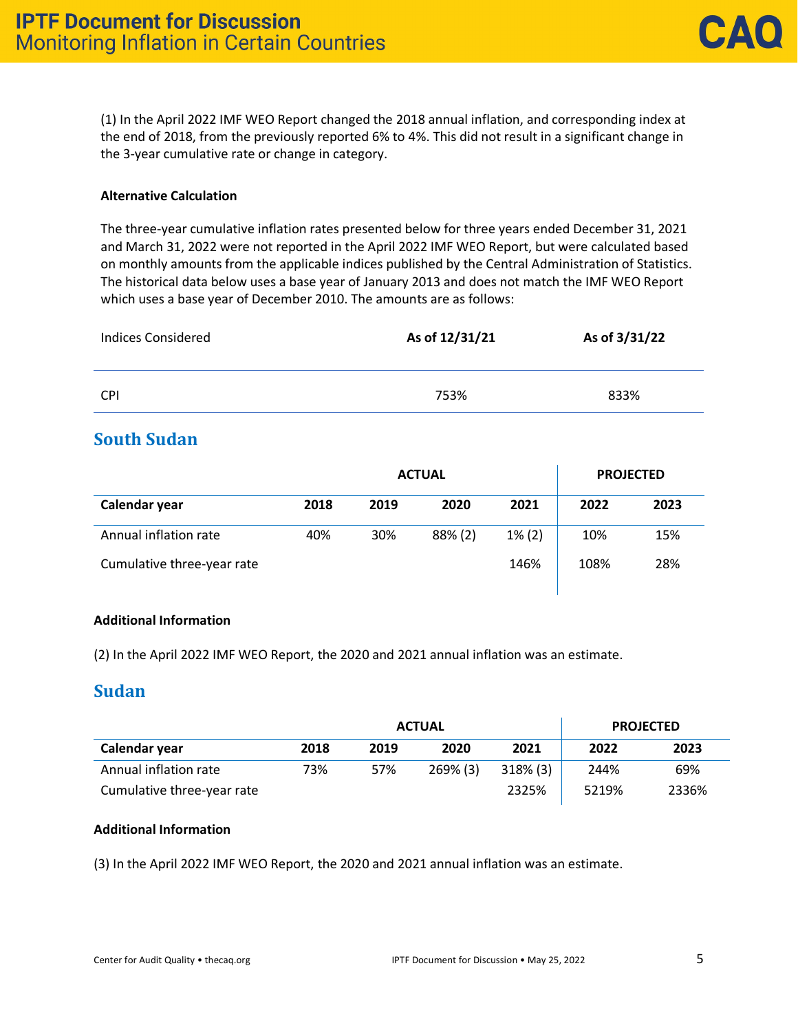(1) In the April 2022 IMF WEO Report changed the 2018 annual inflation, and corresponding index at the end of 2018, from the previously reported 6% to 4%. This did not result in a significant change in the 3-year cumulative rate or change in category.

**Alternative Calculation**

The three-year cumulative inflation rates presented below for three years ended December 31, 2021 and March 31, 2022 were not reported in the April 2022 IMF WEO Report, but were calculated based on monthly amounts from the applicable indices published by the Central Administration of Statistics. The historical data below uses a base year of January 2013 and does not match the IMF WEO Report which uses a base year of December 2010. The amounts are as follows:

| Indices Considered | As of 12/31/21 | As of 3/31/22 |
|---|---|---|
| CPI | 753% | 833% |

## South Sudan

| | ACTUAL | | | | PROJECTED | |
|---|---|---|---|---|---|---|
| **Calendar year** | **2018** | **2019** | **2020** | **2021** | **2022** | **2023** |
| Annual inflation rate | 40% | 30% | 88% (2) | 1% (2) | 10% | 15% |
| Cumulative three-year rate | | | | 146% | 108% | 28% |

**Additional Information**

(2) In the April 2022 IMF WEO Report, the 2020 and 2021 annual inflation was an estimate.

## Sudan

| | ACTUAL | | | | PROJECTED | |
|---|---|---|---|---|---|---|
| **Calendar year** | **2018** | **2019** | **2020** | **2021** | **2022** | **2023** |
| Annual inflation rate | 73% | 57% | 269% (3) | 318% (3) | 244% | 69% |
| Cumulative three-year rate | | | | 2325% | 5219% | 2336% |

**Additional Information**

(3) In the April 2022 IMF WEO Report, the 2020 and 2021 annual inflation was an estimate.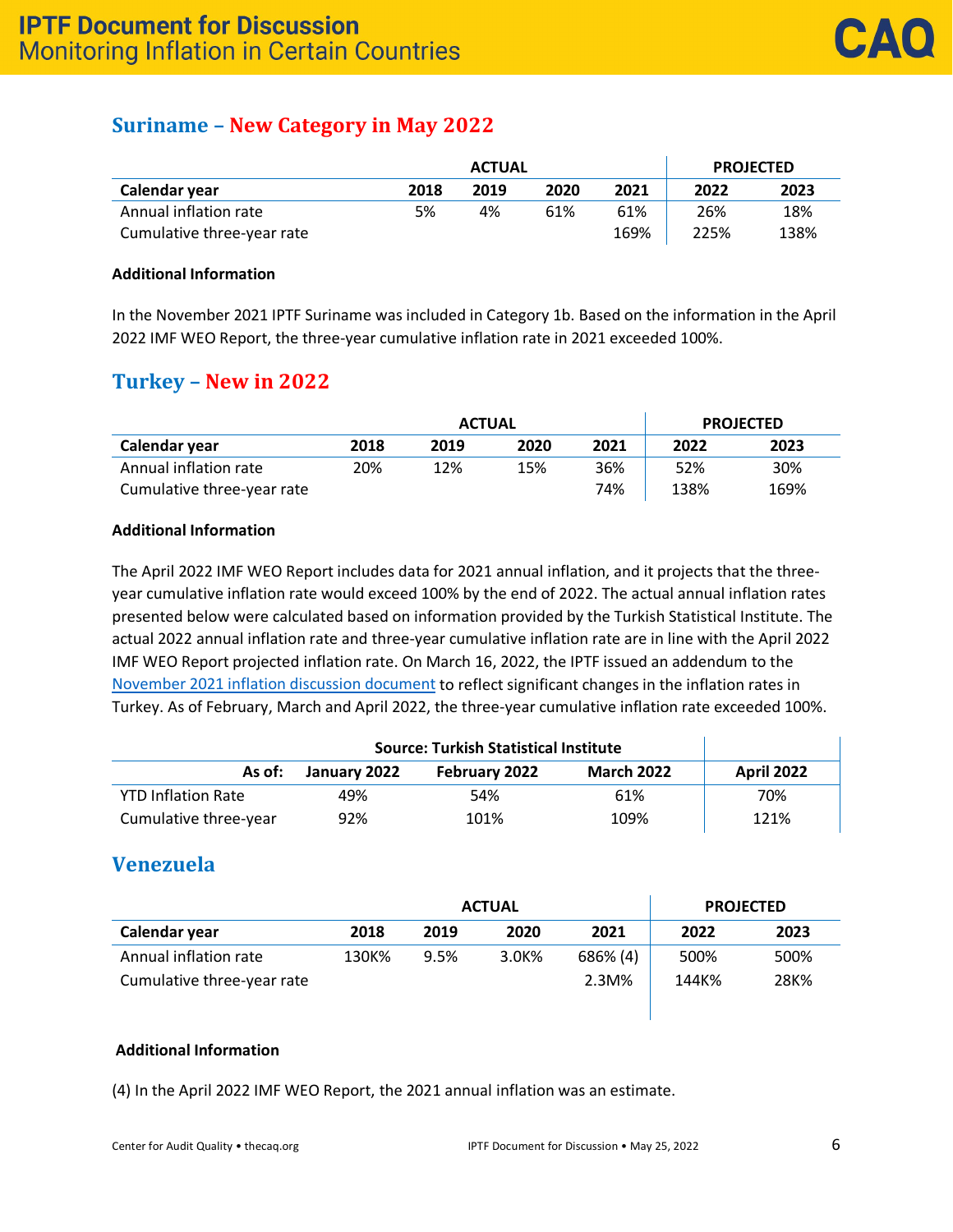## Suriname – New Category in May 2022

| | ACTUAL | | | | PROJECTED | |
|---|---|---|---|---|---|---|
| Calendar year | 2018 | 2019 | 2020 | 2021 | 2022 | 2023 |
| Annual inflation rate | 5% | 4% | 61% | 61% | 26% | 18% |
| Cumulative three-year rate | | | | 169% | 225% | 138% |

**Additional Information**

In the November 2021 IPTF Suriname was included in Category 1b. Based on the information in the April 2022 IMF WEO Report, the three-year cumulative inflation rate in 2021 exceeded 100%.

## Turkey – New in 2022

| | ACTUAL | | | | PROJECTED | |
|---|---|---|---|---|---|---|
| Calendar year | 2018 | 2019 | 2020 | 2021 | 2022 | 2023 |
| Annual inflation rate | 20% | 12% | 15% | 36% | 52% | 30% |
| Cumulative three-year rate | | | | 74% | 138% | 169% |

**Additional Information**

The April 2022 IMF WEO Report includes data for 2021 annual inflation, and it projects that the three-year cumulative inflation rate would exceed 100% by the end of 2022. The actual annual inflation rates presented below were calculated based on information provided by the Turkish Statistical Institute. The actual 2022 annual inflation rate and three-year cumulative inflation rate are in line with the April 2022 IMF WEO Report projected inflation rate. On March 16, 2022, the IPTF issued an addendum to the November 2021 inflation discussion document to reflect significant changes in the inflation rates in Turkey. As of February, March and April 2022, the three-year cumulative inflation rate exceeded 100%.

| | Source: Turkish Statistical Institute | | | |
|---|---|---|---|---|
| As of: | January 2022 | February 2022 | March 2022 | April 2022 |
| YTD Inflation Rate | 49% | 54% | 61% | 70% |
| Cumulative three-year | 92% | 101% | 109% | 121% |

## Venezuela

| | ACTUAL | | | | PROJECTED | |
|---|---|---|---|---|---|---|
| Calendar year | 2018 | 2019 | 2020 | 2021 | 2022 | 2023 |
| Annual inflation rate | 130K% | 9.5% | 3.0K% | 686% (4) | 500% | 500% |
| Cumulative three-year rate | | | | 2.3M% | 144K% | 28K% |

**Additional Information**

(4) In the April 2022 IMF WEO Report, the 2021 annual inflation was an estimate.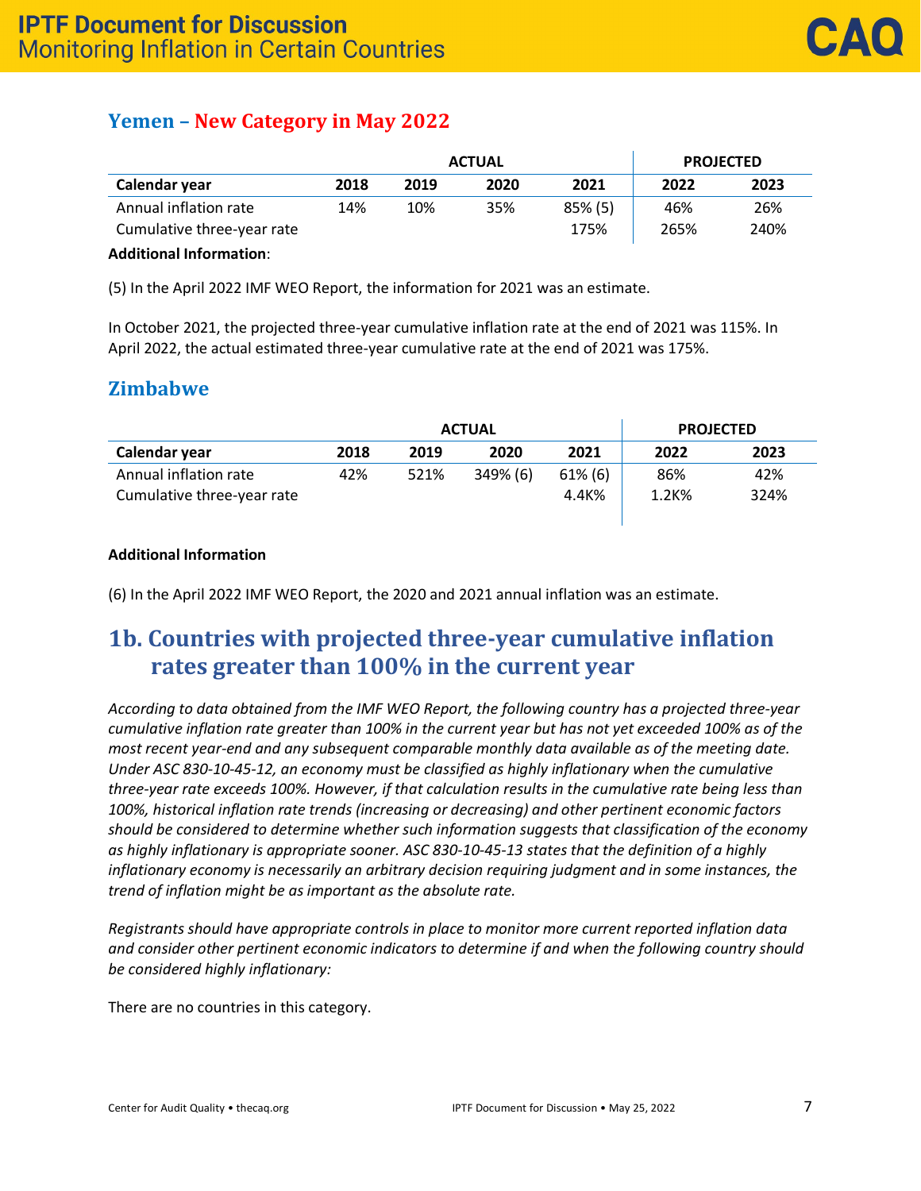## Yemen – New Category in May 2022

| | ACTUAL | | | | PROJECTED | |
|---|---|---|---|---|---|---|
| **Calendar year** | **2018** | **2019** | **2020** | **2021** | **2022** | **2023** |
| Annual inflation rate | 14% | 10% | 35% | 85% (5) | 46% | 26% |
| Cumulative three-year rate | | | | 175% | 265% | 240% |

**Additional Information**:

(5) In the April 2022 IMF WEO Report, the information for 2021 was an estimate.

In October 2021, the projected three-year cumulative inflation rate at the end of 2021 was 115%. In April 2022, the actual estimated three-year cumulative rate at the end of 2021 was 175%.

## Zimbabwe

| | ACTUAL | | | | PROJECTED | |
|---|---|---|---|---|---|---|
| **Calendar year** | **2018** | **2019** | **2020** | **2021** | **2022** | **2023** |
| Annual inflation rate | 42% | 521% | 349% (6) | 61% (6) | 86% | 42% |
| Cumulative three-year rate | | | | 4.4K% | 1.2K% | 324% |

**Additional Information**

(6) In the April 2022 IMF WEO Report, the 2020 and 2021 annual inflation was an estimate.

# 1b. Countries with projected three-year cumulative inflation rates greater than 100% in the current year

*According to data obtained from the IMF WEO Report, the following country has a projected three-year cumulative inflation rate greater than 100% in the current year but has not yet exceeded 100% as of the most recent year-end and any subsequent comparable monthly data available as of the meeting date. Under ASC 830-10-45-12, an economy must be classified as highly inflationary when the cumulative three-year rate exceeds 100%. However, if that calculation results in the cumulative rate being less than 100%, historical inflation rate trends (increasing or decreasing) and other pertinent economic factors should be considered to determine whether such information suggests that classification of the economy as highly inflationary is appropriate sooner. ASC 830-10-45-13 states that the definition of a highly inflationary economy is necessarily an arbitrary decision requiring judgment and in some instances, the trend of inflation might be as important as the absolute rate.*

*Registrants should have appropriate controls in place to monitor more current reported inflation data and consider other pertinent economic indicators to determine if and when the following country should be considered highly inflationary:*

There are no countries in this category.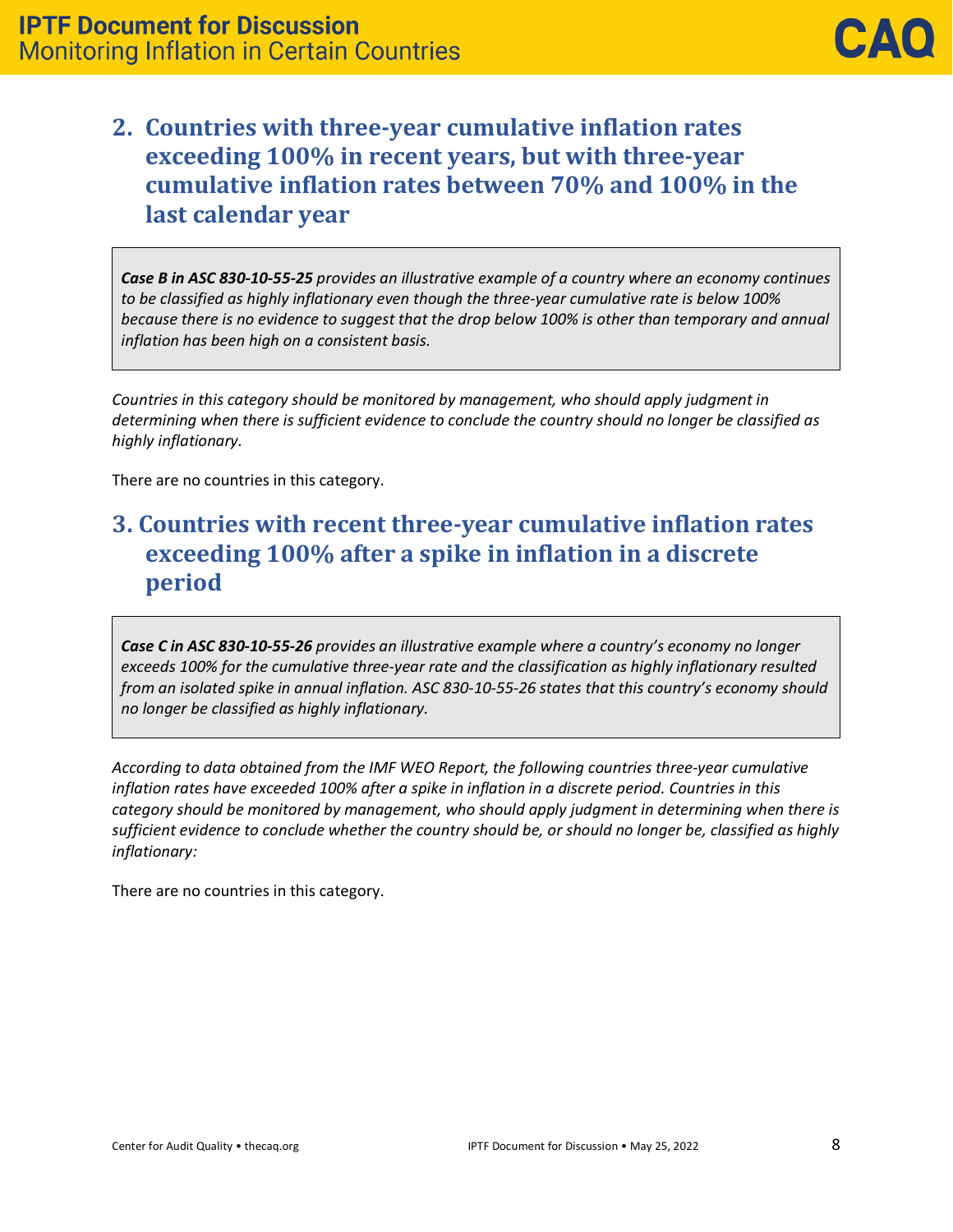## 2. Countries with three-year cumulative inflation rates exceeding 100% in recent years, but with three-year cumulative inflation rates between 70% and 100% in the last calendar year

> ***Case B in ASC 830-10-55-25*** *provides an illustrative example of a country where an economy continues to be classified as highly inflationary even though the three-year cumulative rate is below 100% because there is no evidence to suggest that the drop below 100% is other than temporary and annual inflation has been high on a consistent basis.*

*Countries in this category should be monitored by management, who should apply judgment in determining when there is sufficient evidence to conclude the country should no longer be classified as highly inflationary.*

There are no countries in this category.

## 3. Countries with recent three-year cumulative inflation rates exceeding 100% after a spike in inflation in a discrete period

> ***Case C in ASC 830-10-55-26*** *provides an illustrative example where a country's economy no longer exceeds 100% for the cumulative three-year rate and the classification as highly inflationary resulted from an isolated spike in annual inflation. ASC 830-10-55-26 states that this country's economy should no longer be classified as highly inflationary.*

*According to data obtained from the IMF WEO Report, the following countries three-year cumulative inflation rates have exceeded 100% after a spike in inflation in a discrete period. Countries in this category should be monitored by management, who should apply judgment in determining when there is sufficient evidence to conclude whether the country should be, or should no longer be, classified as highly inflationary:*

There are no countries in this category.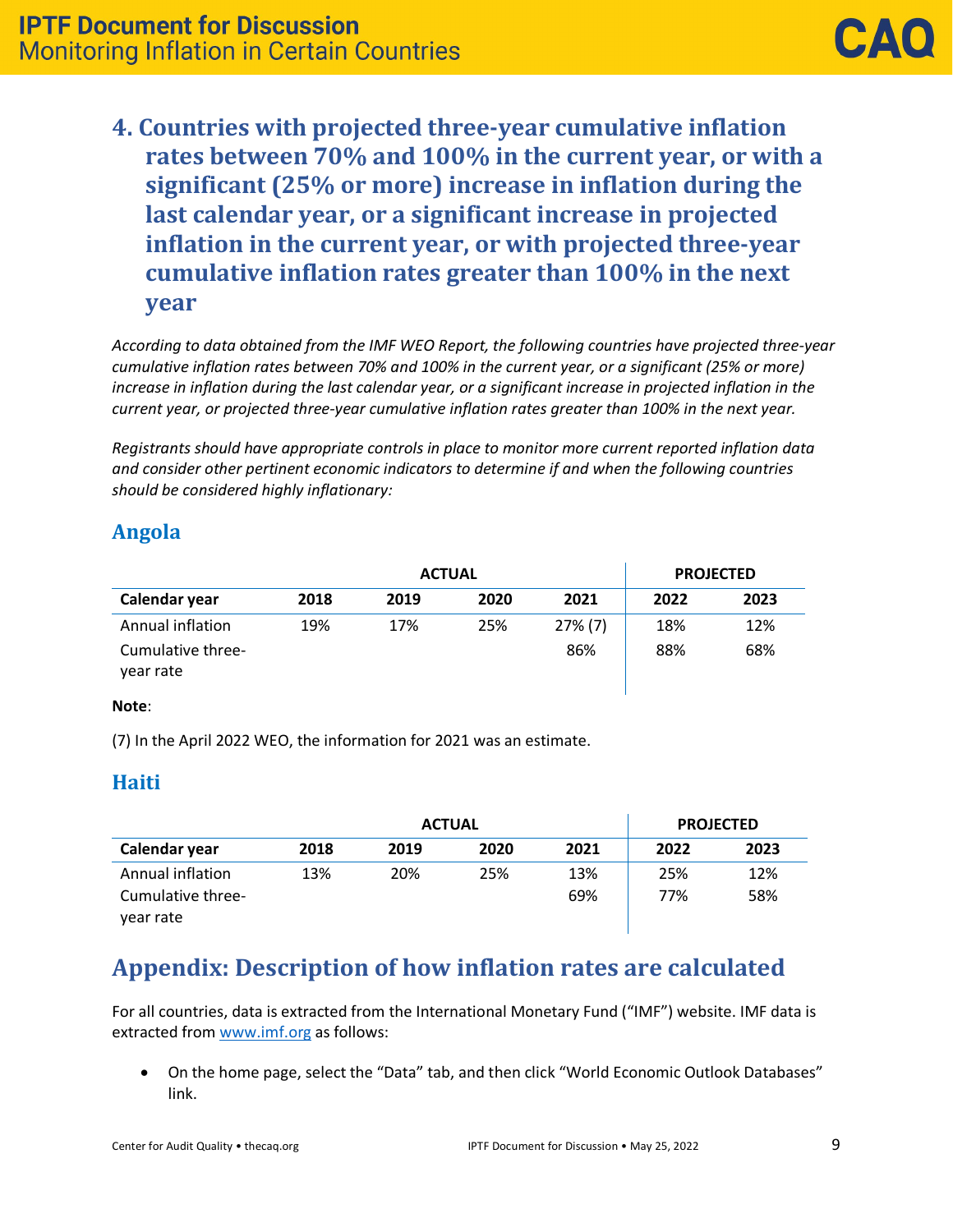## 4. Countries with projected three-year cumulative inflation rates between 70% and 100% in the current year, or with a significant (25% or more) increase in inflation during the last calendar year, or a significant increase in projected inflation in the current year, or with projected three-year cumulative inflation rates greater than 100% in the next year

*According to data obtained from the IMF WEO Report, the following countries have projected three-year cumulative inflation rates between 70% and 100% in the current year, or a significant (25% or more) increase in inflation during the last calendar year, or a significant increase in projected inflation in the current year, or projected three-year cumulative inflation rates greater than 100% in the next year.*

*Registrants should have appropriate controls in place to monitor more current reported inflation data and consider other pertinent economic indicators to determine if and when the following countries should be considered highly inflationary:*

### Angola

| | ACTUAL | | | | PROJECTED | |
|---|---|---|---|---|---|---|
| **Calendar year** | **2018** | **2019** | **2020** | **2021** | **2022** | **2023** |
| Annual inflation | 19% | 17% | 25% | 27% (7) | 18% | 12% |
| Cumulative three-year rate | | | | 86% | 88% | 68% |

**Note**:

(7) In the April 2022 WEO, the information for 2021 was an estimate.

### Haiti

| | ACTUAL | | | | PROJECTED | |
|---|---|---|---|---|---|---|
| **Calendar year** | **2018** | **2019** | **2020** | **2021** | **2022** | **2023** |
| Annual inflation | 13% | 20% | 25% | 13% | 25% | 12% |
| Cumulative three-year rate | | | | 69% | 77% | 58% |

## Appendix: Description of how inflation rates are calculated

For all countries, data is extracted from the International Monetary Fund ("IMF") website. IMF data is extracted from www.imf.org as follows:

- On the home page, select the "Data" tab, and then click "World Economic Outlook Databases" link.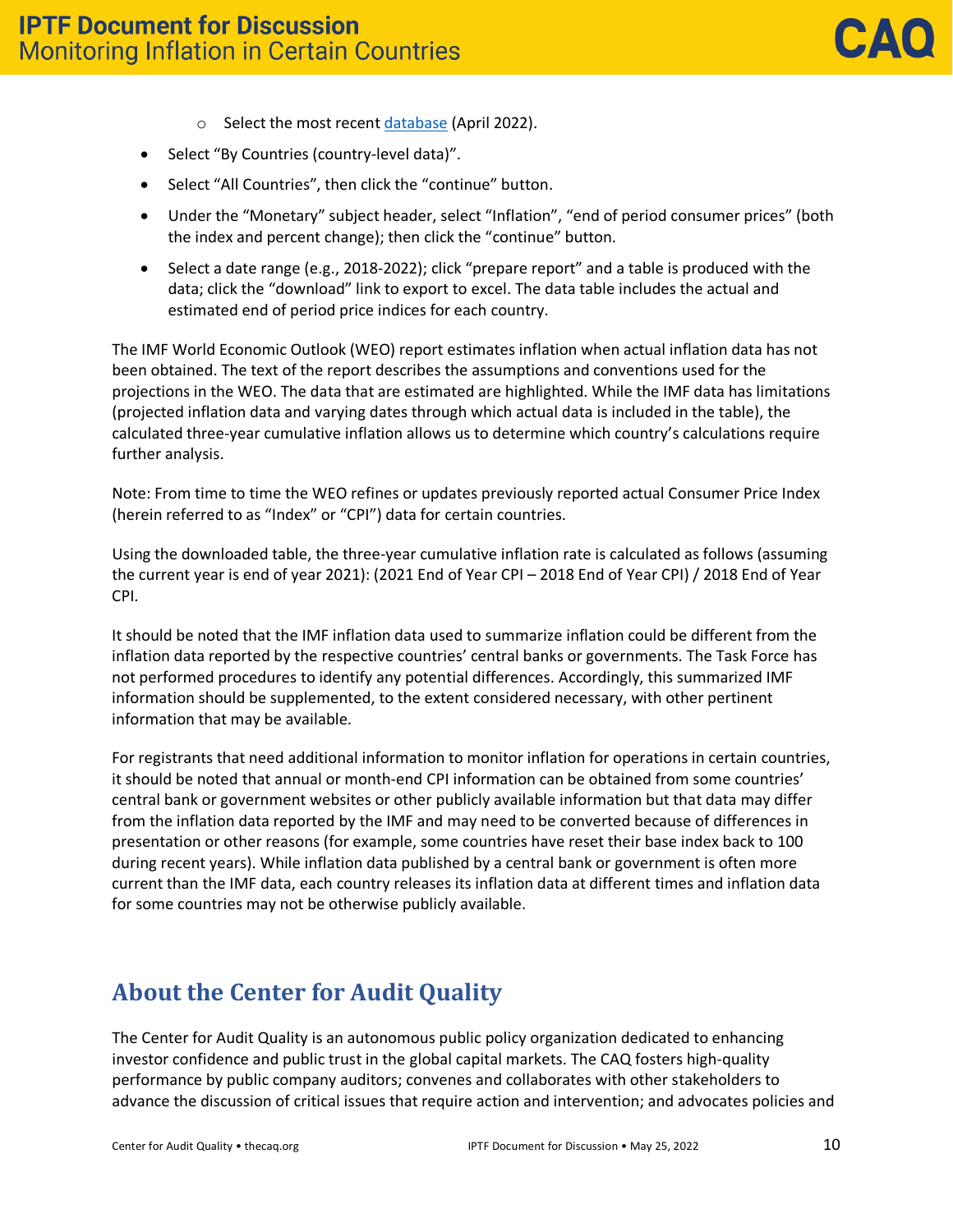- Select the most recent database (April 2022).

- Select "By Countries (country-level data)".
- Select "All Countries", then click the "continue" button.
- Under the "Monetary" subject header, select "Inflation", "end of period consumer prices" (both the index and percent change); then click the "continue" button.
- Select a date range (e.g., 2018-2022); click "prepare report" and a table is produced with the data; click the "download" link to export to excel. The data table includes the actual and estimated end of period price indices for each country.

The IMF World Economic Outlook (WEO) report estimates inflation when actual inflation data has not been obtained. The text of the report describes the assumptions and conventions used for the projections in the WEO. The data that are estimated are highlighted. While the IMF data has limitations (projected inflation data and varying dates through which actual data is included in the table), the calculated three-year cumulative inflation allows us to determine which country's calculations require further analysis.

Note: From time to time the WEO refines or updates previously reported actual Consumer Price Index (herein referred to as "Index" or "CPI") data for certain countries.

Using the downloaded table, the three-year cumulative inflation rate is calculated as follows (assuming the current year is end of year 2021): (2021 End of Year CPI – 2018 End of Year CPI) / 2018 End of Year CPI.

It should be noted that the IMF inflation data used to summarize inflation could be different from the inflation data reported by the respective countries' central banks or governments. The Task Force has not performed procedures to identify any potential differences. Accordingly, this summarized IMF information should be supplemented, to the extent considered necessary, with other pertinent information that may be available.

For registrants that need additional information to monitor inflation for operations in certain countries, it should be noted that annual or month-end CPI information can be obtained from some countries' central bank or government websites or other publicly available information but that data may differ from the inflation data reported by the IMF and may need to be converted because of differences in presentation or other reasons (for example, some countries have reset their base index back to 100 during recent years). While inflation data published by a central bank or government is often more current than the IMF data, each country releases its inflation data at different times and inflation data for some countries may not be otherwise publicly available.

## About the Center for Audit Quality

The Center for Audit Quality is an autonomous public policy organization dedicated to enhancing investor confidence and public trust in the global capital markets. The CAQ fosters high-quality performance by public company auditors; convenes and collaborates with other stakeholders to advance the discussion of critical issues that require action and intervention; and advocates policies and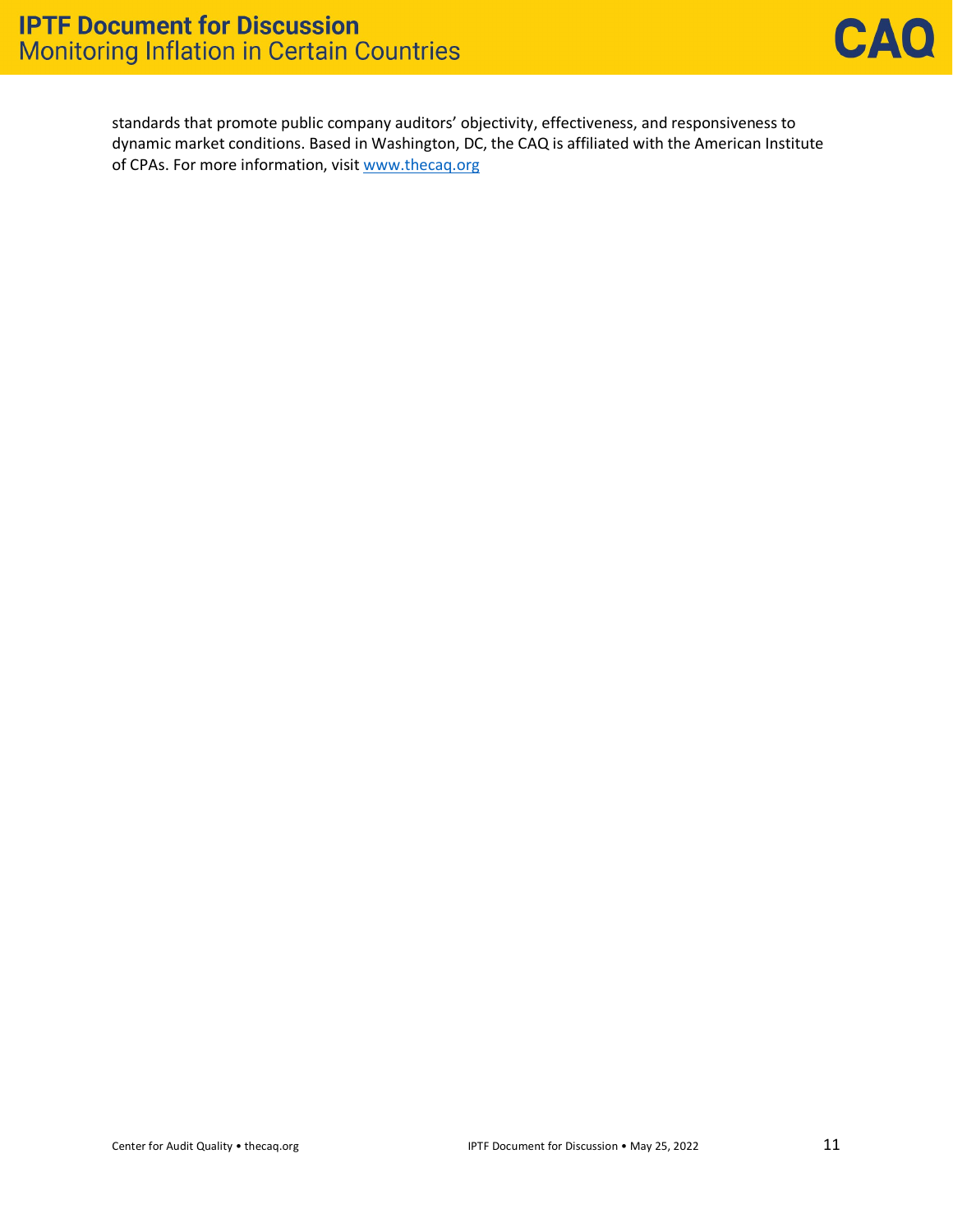standards that promote public company auditors' objectivity, effectiveness, and responsiveness to dynamic market conditions. Based in Washington, DC, the CAQ is affiliated with the American Institute of CPAs. For more information, visit [www.thecaq.org](http://www.thecaq.org)